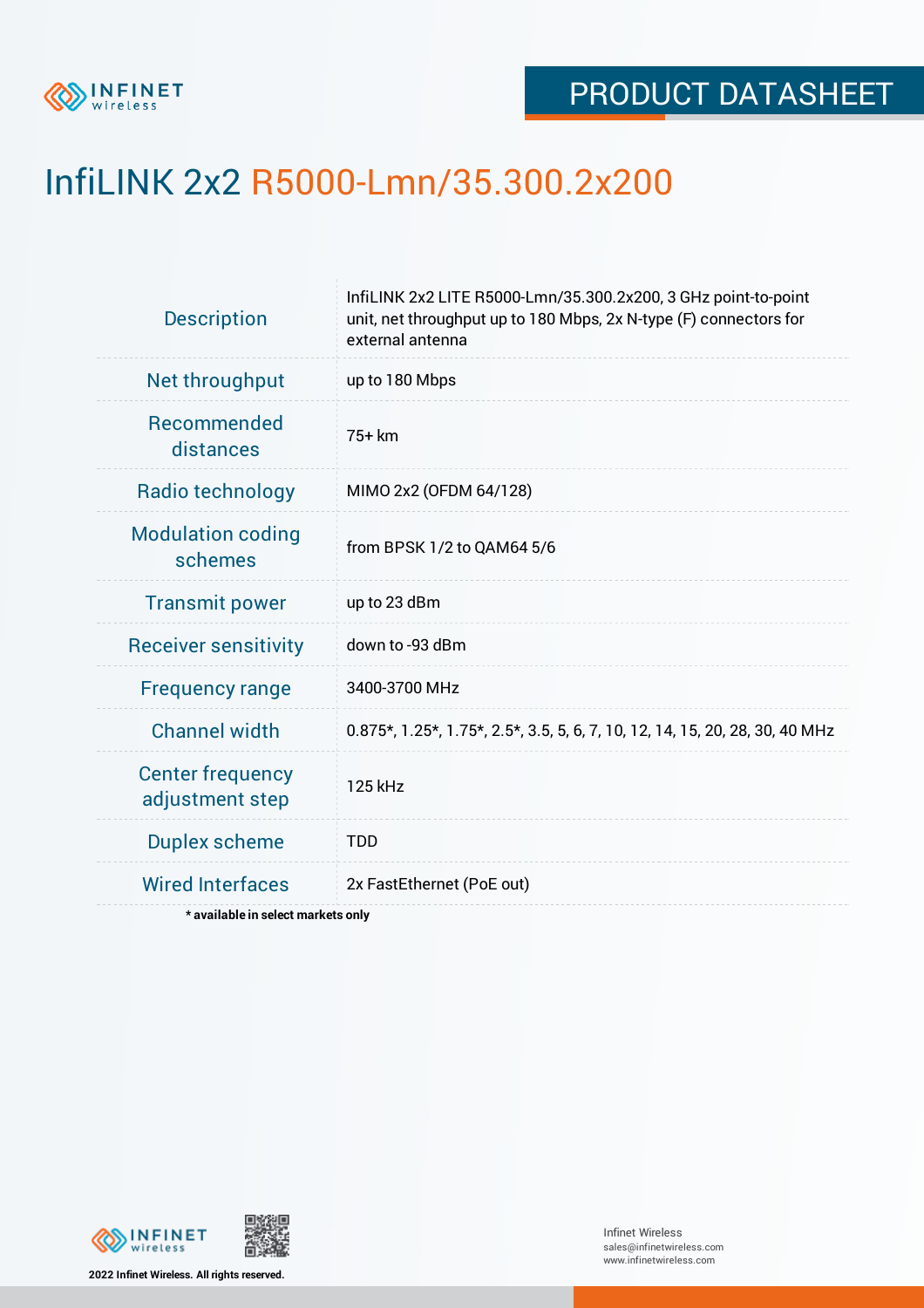PRODUCT DATASHEET

# InfiLINK 2x2 R5000-Lmn/35.300.2x200

| | |
|---|---|
| Description | InfiLINK 2x2 LITE R5000-Lmn/35.300.2x200, 3 GHz point-to-point unit, net throughput up to 180 Mbps, 2x N-type (F) connectors for external antenna |
| Net throughput | up to 180 Mbps |
| Recommended distances | 75+ km |
| Radio technology | MIMO 2x2 (OFDM 64/128) |
| Modulation coding schemes | from BPSK 1/2 to QAM64 5/6 |
| Transmit power | up to 23 dBm |
| Receiver sensitivity | down to -93 dBm |
| Frequency range | 3400-3700 MHz |
| Channel width | 0.875*, 1.25*, 1.75*, 2.5*, 3.5, 5, 6, 7, 10, 12, 14, 15, 20, 28, 30, 40 MHz |
| Center frequency adjustment step | 125 kHz |
| Duplex scheme | TDD |
| Wired Interfaces | 2x FastEthernet (PoE out) |

**\* available in select markets only**

**2022 Infinet Wireless. All rights reserved.**

Infinet Wireless
sales@infinetwireless.com
www.infinetwireless.com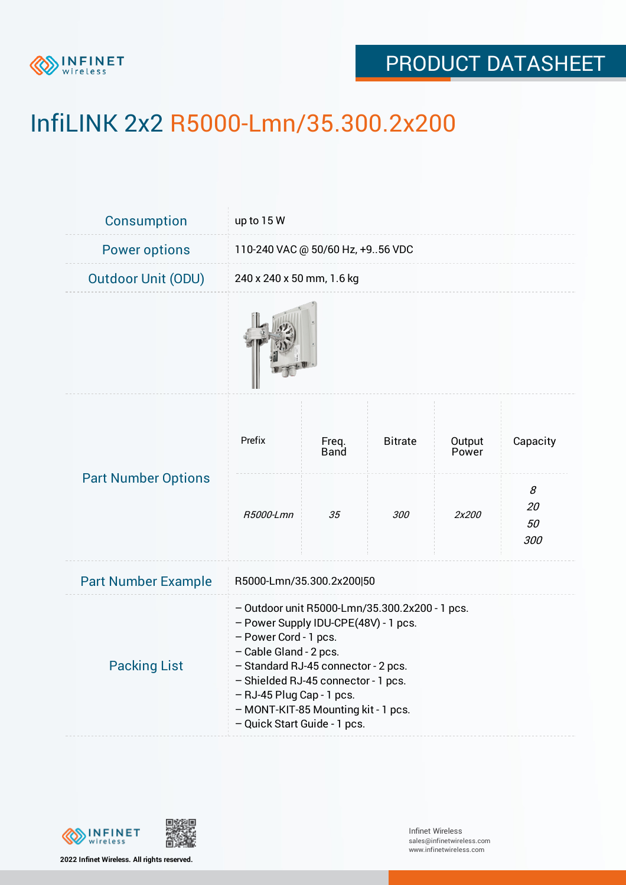# InfiLINK 2x2 R5000-Lmn/35.300.2x200

| | |
|---|---|
| Consumption | up to 15 W |
| Power options | 110-240 VAC @ 50/60 Hz, +9..56 VDC |
| Outdoor Unit (ODU) | 240 x 240 x 50 mm, 1.6 kg |

## Part Number Options

| Prefix | Freq. Band | Bitrate | Output Power | Capacity |
|---|---|---|---|---|
| *R5000-Lmn* | *35* | *300* | *2x200* | *8*<br>*20*<br>*50*<br>*300* |

| | |
|---|---|
| Part Number Example | R5000-Lmn/35.300.2x200\|50 |

## Packing List

– Outdoor unit R5000-Lmn/35.300.2x200 - 1 pcs.
– Power Supply IDU-CPE(48V) - 1 pcs.
– Power Cord - 1 pcs.
– Cable Gland - 2 pcs.
– Standard RJ-45 connector - 2 pcs.
– Shielded RJ-45 connector - 1 pcs.
– RJ-45 Plug Cap - 1 pcs.
– MONT-KIT-85 Mounting kit - 1 pcs.
– Quick Start Guide - 1 pcs.

2022 Infinet Wireless. All rights reserved.

Infinet Wireless
sales@infinetwireless.com
www.infinetwireless.com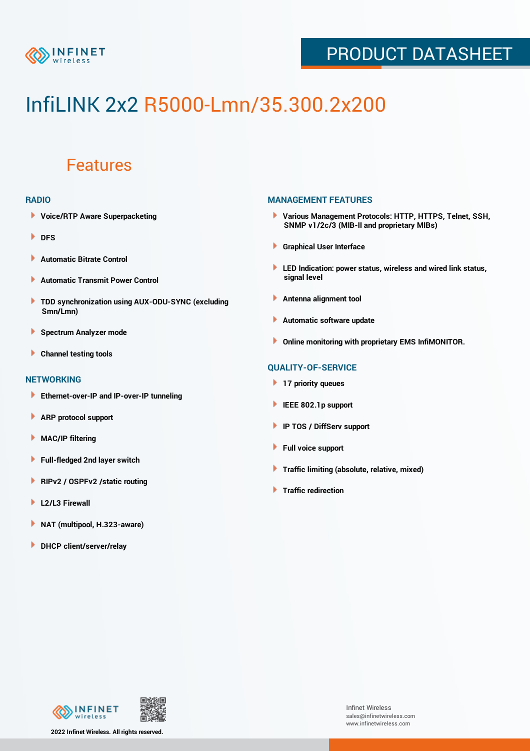# InfiLINK 2x2 R5000-Lmn/35.300.2x200

## Features

### RADIO

- Voice/RTP Aware Superpacketing
- DFS
- Automatic Bitrate Control
- Automatic Transmit Power Control
- TDD synchronization using AUX-ODU-SYNC (excluding Smn/Lmn)
- Spectrum Analyzer mode
- Channel testing tools

### NETWORKING

- Ethernet-over-IP and IP-over-IP tunneling
- ARP protocol support
- MAC/IP filtering
- Full-fledged 2nd layer switch
- RIPv2 / OSPFv2 /static routing
- L2/L3 Firewall
- NAT (multipool, H.323-aware)
- DHCP client/server/relay

### MANAGEMENT FEATURES

- Various Management Protocols: HTTP, HTTPS, Telnet, SSH, SNMP v1/2c/3 (MIB-II and proprietary MIBs)
- Graphical User Interface
- LED Indication: power status, wireless and wired link status, signal level
- Antenna alignment tool
- Automatic software update
- Online monitoring with proprietary EMS InfiMONITOR.

### QUALITY-OF-SERVICE

- 17 priority queues
- IEEE 802.1p support
- IP TOS / DiffServ support
- Full voice support
- Traffic limiting (absolute, relative, mixed)
- Traffic redirection

2022 Infinet Wireless. All rights reserved.

Infinet Wireless
sales@infinetwireless.com
www.infinetwireless.com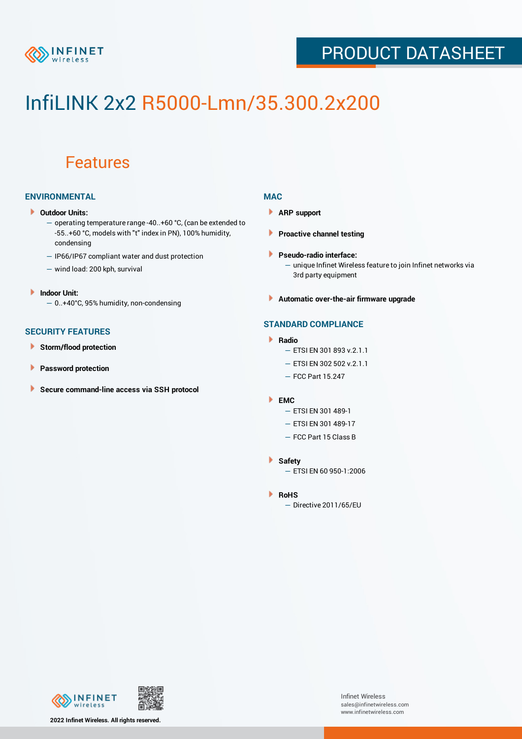# InfiLINK 2x2 R5000-Lmn/35.300.2x200

## Features

### ENVIRONMENTAL

- **Outdoor Units:**
  - operating temperature range -40..+60 °C, (can be extended to -55..+60 °C, models with "t" index in PN), 100% humidity, condensing
  - IP66/IP67 compliant water and dust protection
  - wind load: 200 kph, survival
- **Indoor Unit:**
  - 0..+40°C, 95% humidity, non-condensing

### SECURITY FEATURES

- **Storm/flood protection**
- **Password protection**
- **Secure command-line access via SSH protocol**

### MAC

- **ARP support**
- **Proactive channel testing**
- **Pseudo-radio interface:**
  - unique Infinet Wireless feature to join Infinet networks via 3rd party equipment
- **Automatic over-the-air firmware upgrade**

### STANDARD COMPLIANCE

- **Radio**
  - ETSI EN 301 893 v.2.1.1
  - ETSI EN 302 502 v.2.1.1
  - FCC Part 15.247
- **EMC**
  - ETSI EN 301 489-1
  - ETSI EN 301 489-17
  - FCC Part 15 Class B
- **Safety**
  - ETSI EN 60 950-1:2006
- **RoHS**
  - Directive 2011/65/EU

Infinet Wireless
sales@infinetwireless.com
www.infinetwireless.com

2022 Infinet Wireless. All rights reserved.